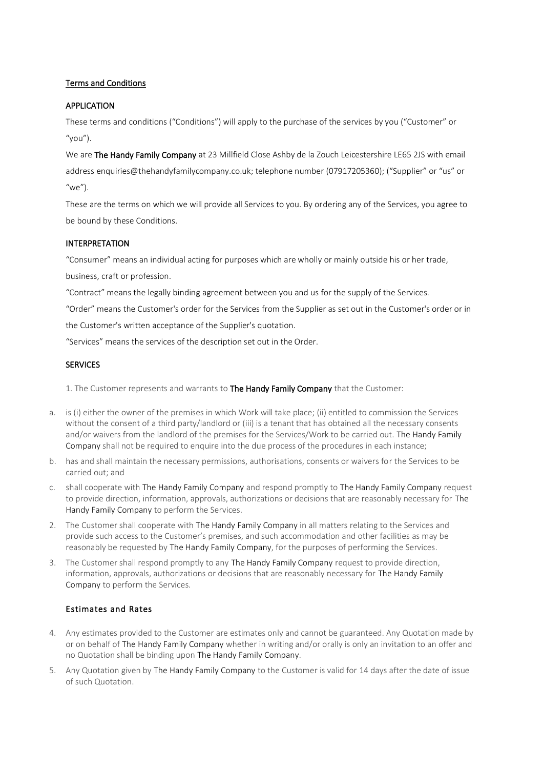## Terms and Conditions

### APPLICATION

These terms and conditions ("Conditions") will apply to the purchase of the services by you ("Customer" or "you").

We are **The Handy Family Company** at 23 Millfield Close Ashby de la Zouch Leicestershire LE65 2JS with email address enquiries@thehandyfamilycompany.co.uk; telephone number (07917205360); ("Supplier" or "us" or "we").

These are the terms on which we will provide all Services to you. By ordering any of the Services, you agree to be bound by these Conditions.

### INTERPRETATION

"Consumer" means an individual acting for purposes which are wholly or mainly outside his or her trade, business, craft or profession.

"Contract" means the legally binding agreement between you and us for the supply of the Services.

"Order" means the Customer's order for the Services from the Supplier as set out in the Customer's order or in the Customer's written acceptance of the Supplier's quotation.

"Services" means the services of the description set out in the Order.

### SERVICES

1. The Customer represents and warrants to **The Handy Family Company** that the Customer:

   a. is (i) either the owner of the premises in which Work will take place; (ii) entitled to commission the Services without the consent of a third party/landlord or (iii) is a tenant that has obtained all the necessary consents and/or waivers from the landlord of the premises for the Services/Work to be carried out. The Handy Family Company shall not be required to enquire into the due process of the procedures in each instance;

   b. has and shall maintain the necessary permissions, authorisations, consents or waivers for the Services to be carried out; and

   c. shall cooperate with The Handy Family Company and respond promptly to The Handy Family Company request to provide direction, information, approvals, authorizations or decisions that are reasonably necessary for The Handy Family Company to perform the Services.

2. The Customer shall cooperate with The Handy Family Company in all matters relating to the Services and provide such access to the Customer's premises, and such accommodation and other facilities as may be reasonably be requested by The Handy Family Company, for the purposes of performing the Services.

3. The Customer shall respond promptly to any The Handy Family Company request to provide direction, information, approvals, authorizations or decisions that are reasonably necessary for The Handy Family Company to perform the Services.

### Estimates and Rates

4. Any estimates provided to the Customer are estimates only and cannot be guaranteed. Any Quotation made by or on behalf of The Handy Family Company whether in writing and/or orally is only an invitation to an offer and no Quotation shall be binding upon The Handy Family Company.

5. Any Quotation given by The Handy Family Company to the Customer is valid for 14 days after the date of issue of such Quotation.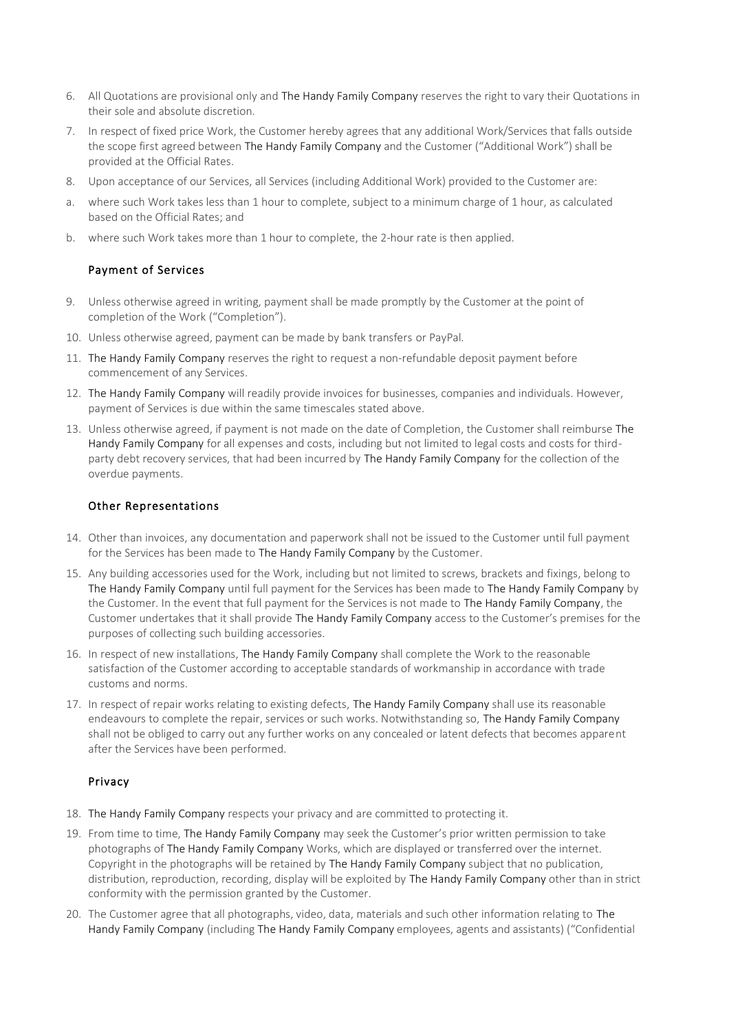6. All Quotations are provisional only and The Handy Family Company reserves the right to vary their Quotations in their sole and absolute discretion.

7. In respect of fixed price Work, the Customer hereby agrees that any additional Work/Services that falls outside the scope first agreed between The Handy Family Company and the Customer ("Additional Work") shall be provided at the Official Rates.

8. Upon acceptance of our Services, all Services (including Additional Work) provided to the Customer are:

a. where such Work takes less than 1 hour to complete, subject to a minimum charge of 1 hour, as calculated based on the Official Rates; and

b. where such Work takes more than 1 hour to complete, the 2-hour rate is then applied.

### Payment of Services

9. Unless otherwise agreed in writing, payment shall be made promptly by the Customer at the point of completion of the Work ("Completion").

10. Unless otherwise agreed, payment can be made by bank transfers or PayPal.

11. The Handy Family Company reserves the right to request a non-refundable deposit payment before commencement of any Services.

12. The Handy Family Company will readily provide invoices for businesses, companies and individuals. However, payment of Services is due within the same timescales stated above.

13. Unless otherwise agreed, if payment is not made on the date of Completion, the Customer shall reimburse The Handy Family Company for all expenses and costs, including but not limited to legal costs and costs for third-party debt recovery services, that had been incurred by The Handy Family Company for the collection of the overdue payments.

### Other Representations

14. Other than invoices, any documentation and paperwork shall not be issued to the Customer until full payment for the Services has been made to The Handy Family Company by the Customer.

15. Any building accessories used for the Work, including but not limited to screws, brackets and fixings, belong to The Handy Family Company until full payment for the Services has been made to The Handy Family Company by the Customer. In the event that full payment for the Services is not made to The Handy Family Company, the Customer undertakes that it shall provide The Handy Family Company access to the Customer's premises for the purposes of collecting such building accessories.

16. In respect of new installations, The Handy Family Company shall complete the Work to the reasonable satisfaction of the Customer according to acceptable standards of workmanship in accordance with trade customs and norms.

17. In respect of repair works relating to existing defects, The Handy Family Company shall use its reasonable endeavours to complete the repair, services or such works. Notwithstanding so, The Handy Family Company shall not be obliged to carry out any further works on any concealed or latent defects that becomes apparent after the Services have been performed.

### Privacy

18. The Handy Family Company respects your privacy and are committed to protecting it.

19. From time to time, The Handy Family Company may seek the Customer's prior written permission to take photographs of The Handy Family Company Works, which are displayed or transferred over the internet. Copyright in the photographs will be retained by The Handy Family Company subject that no publication, distribution, reproduction, recording, display will be exploited by The Handy Family Company other than in strict conformity with the permission granted by the Customer.

20. The Customer agree that all photographs, video, data, materials and such other information relating to The Handy Family Company (including The Handy Family Company employees, agents and assistants) ("Confidential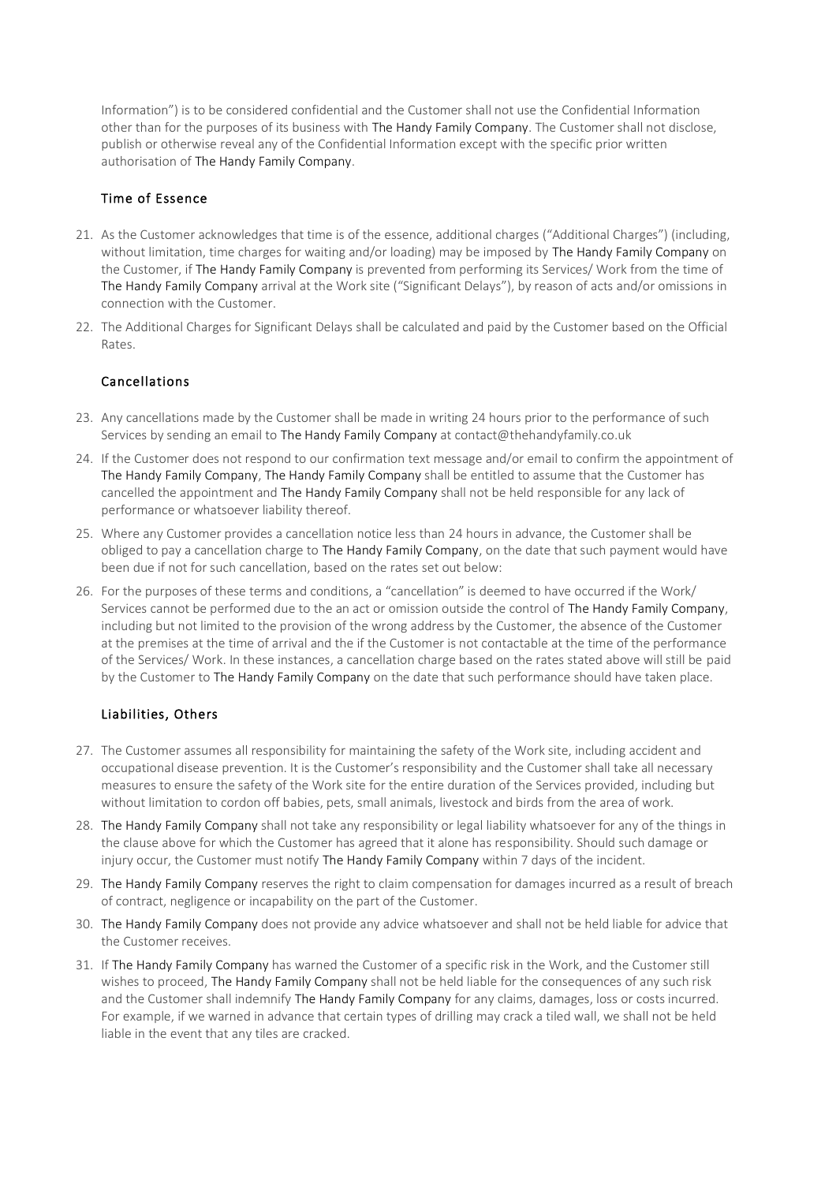Information") is to be considered confidential and the Customer shall not use the Confidential Information other than for the purposes of its business with The Handy Family Company. The Customer shall not disclose, publish or otherwise reveal any of the Confidential Information except with the specific prior written authorisation of The Handy Family Company.

### Time of Essence

21. As the Customer acknowledges that time is of the essence, additional charges ("Additional Charges") (including, without limitation, time charges for waiting and/or loading) may be imposed by The Handy Family Company on the Customer, if The Handy Family Company is prevented from performing its Services/ Work from the time of The Handy Family Company arrival at the Work site ("Significant Delays"), by reason of acts and/or omissions in connection with the Customer.
22. The Additional Charges for Significant Delays shall be calculated and paid by the Customer based on the Official Rates.

### Cancellations

23. Any cancellations made by the Customer shall be made in writing 24 hours prior to the performance of such Services by sending an email to The Handy Family Company at contact@thehandyfamily.co.uk
24. If the Customer does not respond to our confirmation text message and/or email to confirm the appointment of The Handy Family Company, The Handy Family Company shall be entitled to assume that the Customer has cancelled the appointment and The Handy Family Company shall not be held responsible for any lack of performance or whatsoever liability thereof.
25. Where any Customer provides a cancellation notice less than 24 hours in advance, the Customer shall be obliged to pay a cancellation charge to The Handy Family Company, on the date that such payment would have been due if not for such cancellation, based on the rates set out below:
26. For the purposes of these terms and conditions, a "cancellation" is deemed to have occurred if the Work/ Services cannot be performed due to the an act or omission outside the control of The Handy Family Company, including but not limited to the provision of the wrong address by the Customer, the absence of the Customer at the premises at the time of arrival and the if the Customer is not contactable at the time of the performance of the Services/ Work. In these instances, a cancellation charge based on the rates stated above will still be paid by the Customer to The Handy Family Company on the date that such performance should have taken place.

### Liabilities, Others

27. The Customer assumes all responsibility for maintaining the safety of the Work site, including accident and occupational disease prevention. It is the Customer's responsibility and the Customer shall take all necessary measures to ensure the safety of the Work site for the entire duration of the Services provided, including but without limitation to cordon off babies, pets, small animals, livestock and birds from the area of work.
28. The Handy Family Company shall not take any responsibility or legal liability whatsoever for any of the things in the clause above for which the Customer has agreed that it alone has responsibility. Should such damage or injury occur, the Customer must notify The Handy Family Company within 7 days of the incident.
29. The Handy Family Company reserves the right to claim compensation for damages incurred as a result of breach of contract, negligence or incapability on the part of the Customer.
30. The Handy Family Company does not provide any advice whatsoever and shall not be held liable for advice that the Customer receives.
31. If The Handy Family Company has warned the Customer of a specific risk in the Work, and the Customer still wishes to proceed, The Handy Family Company shall not be held liable for the consequences of any such risk and the Customer shall indemnify The Handy Family Company for any claims, damages, loss or costs incurred. For example, if we warned in advance that certain types of drilling may crack a tiled wall, we shall not be held liable in the event that any tiles are cracked.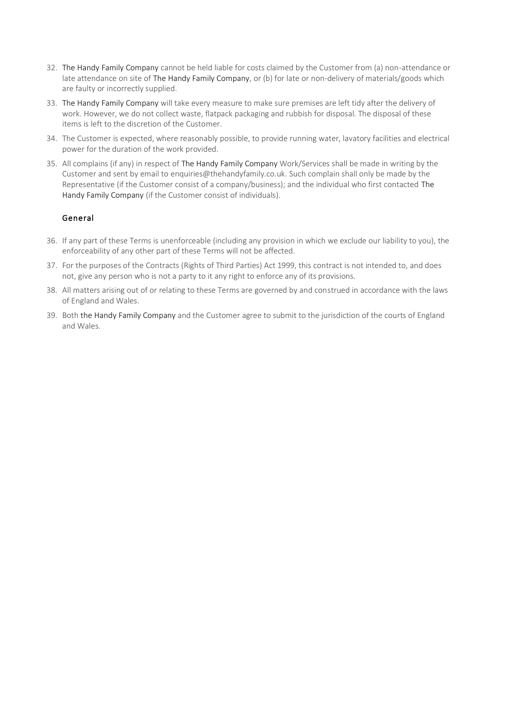32. The Handy Family Company cannot be held liable for costs claimed by the Customer from (a) non-attendance or late attendance on site of The Handy Family Company, or (b) for late or non-delivery of materials/goods which are faulty or incorrectly supplied.
33. The Handy Family Company will take every measure to make sure premises are left tidy after the delivery of work. However, we do not collect waste, flatpack packaging and rubbish for disposal. The disposal of these items is left to the discretion of the Customer.
34. The Customer is expected, where reasonably possible, to provide running water, lavatory facilities and electrical power for the duration of the work provided.
35. All complains (if any) in respect of The Handy Family Company Work/Services shall be made in writing by the Customer and sent by email to enquiries@thehandyfamily.co.uk. Such complain shall only be made by the Representative (if the Customer consist of a company/business); and the individual who first contacted The Handy Family Company (if the Customer consist of individuals).

## General

36. If any part of these Terms is unenforceable (including any provision in which we exclude our liability to you), the enforceability of any other part of these Terms will not be affected.
37. For the purposes of the Contracts (Rights of Third Parties) Act 1999, this contract is not intended to, and does not, give any person who is not a party to it any right to enforce any of its provisions.
38. All matters arising out of or relating to these Terms are governed by and construed in accordance with the laws of England and Wales.
39. Both the Handy Family Company and the Customer agree to submit to the jurisdiction of the courts of England and Wales.